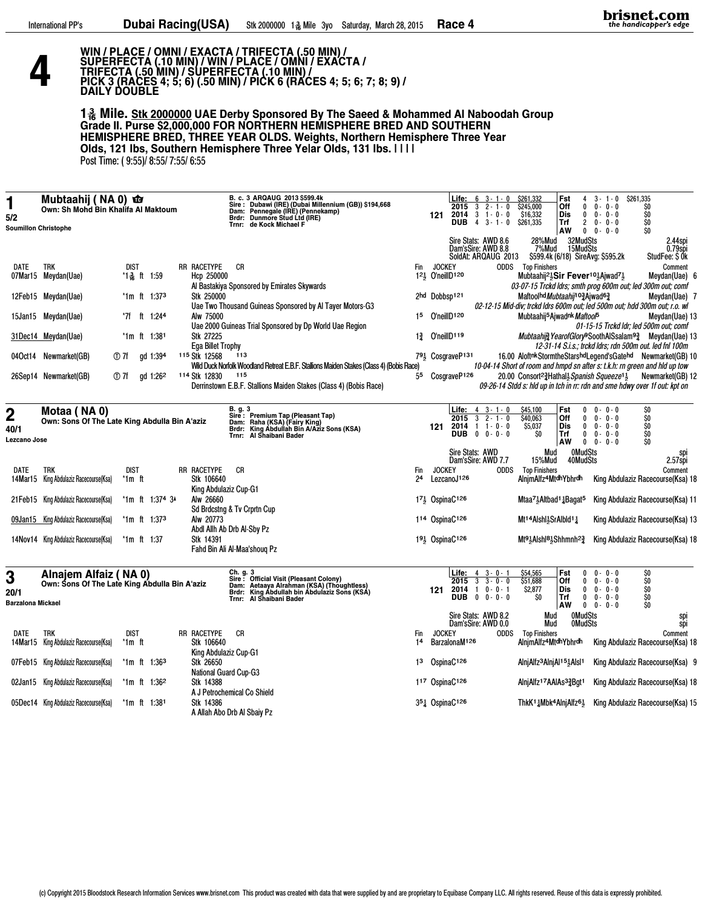# 4

**WIN / PLACE / OMNI / EXACTA / TRIFECTA (.50 MIN) / SUPERFECTA (.10 MIN) / WIN / PLACE / OMNI / EXACTA / TRIFECTA (.50 MIN) / SUPERFECTA (.10 MIN) / PICK 3 (RACES 4; 5; 6) (.50 MIN) / PICK 6 (RACES 4; 5; 6; 7; 8; 9) / DAILY DOUBLE**

**1 3/16 Mile. Stk 2000000 UAE Derby Sponsored By The Saeed & Mohammed Al Naboodah Group Grade II. Purse $2,000,000 FOR NORTHERN HEMISPHERE BRED AND SOUTHERN HEMISPHERE BRED, THREE YEAR OLDS. Weights, Northern Hemisphere Three Year Olds, 121 lbs, Southern Hemisphere Three Ye|ar Olds, 131 lbs. | | | |**

Post Time: ( 9:55)/ 8:55/ 7:55/ 6:55

---

## 1 — Mubtaahij ( NA 0) — 5/2

Own: Sh Mohd Bin Khalifa Al Maktoum
Soumillon Christophe

B. c. 3 ARQAUG 2013 $599.4k
Sire: Dubawi (IRE) (Dubai Millennium (GB)) $194,668
Dam: Pennegale (IRE) (Pennekamp)
Brdr: Dunmore Stud Ltd (IRE)
Trnr: de Kock Michael F

121

| | | | | | | |
|---|---|---|---|---|---|---|
| Life: | 6 | 3 - 1 - 0 | $261,332 | Fst | 4 3 - 1 - 0 | $261,335 |
| 2015 | 3 | 2 - 1 - 0 | $245,000 | Off | 0 0 - 0 - 0 | $0 |
| 2014 | 3 | 1 - 0 - 0 | $16,332 | Dis | 0 0 - 0 - 0 | $0 |
| DUB | 4 | 3 - 1 - 0 | $261,335 | Trf | 2 0 - 0 - 0 | $0 |
| | | | | AW | 0 0 - 0 - 0 | $0 |

Sire Stats: AWD 8.6 28%Mud 32MudSts 2.44spi
Dam'sSire: AWD 8.8 7%Mud 15MudSts 0.79spi
SoldAt: ARQAUG 2013 $599.4k (6/18) SireAvg: $595.2k StudFee: $ 0k

| DATE | TRK | DIST | RR | RACETYPE | CR | Fin | JOCKEY | ODDS | Top Finishers | Comment |
|---|---|---|---|---|---|---|---|---|---|---|
| 07Mar15 | Meydan(Uae) | *1 3/16 ft 1:59 | | Hcp 250000 — Al Bastakiya Sponsored by Emirates Skywards | | 1 2½ | O'neillD120 | | Mubtaahij 2½ Sir Fever 10½ Ajwad 7½ | Meydan(Uae) 6 — 03-07-15 Trckd ldrs; smth prog 600m out; led 300m out; comf |
| 12Feb15 | Meydan(Uae) | *1m ft 1:37³ | | Stk 250000 — Uae Two Thousand Guineas Sponsored by Al Tayer Motors-G3 | | 2hd | Dobbsp121 | | Maftool hd Mubtaahij 10¾ Ajwad 6¾ | Meydan(Uae) 7 — 02-12-15 Mid-div; trckd ldrs 600m out; led 500m out; hdd 300m out; r.o. wl |
| 15Jan15 | Meydan(Uae) | *7f ft 1:24⁴ | | Alw 75000 — Uae 2000 Guineas Trial Sponsored by Dp World Uae Region | | 1 5 | O'neillD120 | | Mubtaahij 5 Ajwad nk Maftool 5 | Meydan(Uae) 13 — 01-15-15 Trckd ldr; led 500m out; comf |
| 31Dec14 | Meydan(Uae) | *1m ft 1:38¹ | | Stk 27225 — Ega Billet Trophy | | 1 ¾ | O'neillD119 | | Mubtaahij ¾ YearofGlory 9 SoothAlSsalam 9¾ | Meydan(Uae) 13 — 12-31-14 S.i.s.; trckd ldrs; rdn 500m out. led fnl 100m |
| 04Oct14 | Newmarket(GB) | Ⓣ 7f gd 1:39⁴ | 115 | Stk 12568 — Wild Duck Norfolk Woodland Retreat E.B.F. Stallions Maiden Stakes (Class 4) (Bobis Race) | 113 | 7 9½ | CosgraveP131 | 16.00 | Aloft nk StormtheStars hd Legend'sGate hd | Newmarket(GB) 10 — 10-04-14 Short of room and hmpd sn after s: t.k.h: rn green and hld up tow |
| 26Sep14 | Newmarket(GB) | Ⓣ 7f gd 1:26² | 114 | Stk 12830 — Derrinstown E.B.F. Stallions Maiden Stakes (Class 4) (Bobis Race) | 115 | 5 5 | CosgraveP126 | 20.00 | Consort 2¾ Hathal ½ Spanish Squeeze 1½ | Newmarket(GB) 12 — 09-26-14 Stdd s: hld up in tch in rr: rdn and sme hdwy over 1f out: kpt on |

---

## 2 — Motaa ( NA 0) — 40/1

Own: Sons Of The Late King Abdulla Bin A'aziz
Lezcano Jose

B. g. 3
Sire: Premium Tap (Pleasant Tap)
Dam: Raha (KSA) (Fairy King)
Brdr: King Abdullah Bin A/Aziz Sons (KSA)
Trnr: Al Shaibani Bader

121

| | | | | | | |
|---|---|---|---|---|---|---|
| Life: | 4 | 3 - 1 - 0 | $45,100 | Fst | 0 0 - 0 - 0 | $0 |
| 2015 | 3 | 2 - 1 - 0 | $40,063 | Off | 0 0 - 0 - 0 | $0 |
| 2014 | 1 | 1 - 0 - 0 | $5,037 | Dis | 0 0 - 0 - 0 | $0 |
| DUB | 0 | 0 - 0 - 0 | $0 | Trf | 0 0 - 0 - 0 | $0 |
| | | | | AW | 0 0 - 0 - 0 | $0 |

Sire Stats: AWD Mud 0MudSts spi
Dam'sSire: AWD 7.7 15%Mud 40MudSts 2.57spi

| DATE | TRK | DIST | RR | RACETYPE | CR | Fin | JOCKEY | ODDS | Top Finishers | Comment |
|---|---|---|---|---|---|---|---|---|---|---|
| 14Mar15 | King Abdulaziz Racecourse(Ksa) | *1m ft | | Stk 106640 — King Abdulaziz Cup-G1 | | 2 4 | LezcanoJ126 | | AlnjmAlfz 4 Mt dh Ybhr dh | King Abdulaziz Racecourse(Ksa) 18 |
| 21Feb15 | King Abdulaziz Racecourse(Ksa) | *1m ft 1:37⁴ 3ʟ | | Alw 26660 — Sd Brdcstng & Tv Crprtn Cup | | 1 7½ | OspinaC126 | | Mtaa 7½ Altbad 1¼ Bagat 5 | King Abdulaziz Racecourse(Ksa) 11 |
| 09Jan15 | King Abdulaziz Racecourse(Ksa) | *1m ft 1:37³ | | Alw 20773 — Abdl Allh Ab Drb Al-Sby Pz | | 1 14 | OspinaC126 | | Mt 14 Alshl ½ SrAlbld 1¼ | King Abdulaziz Racecourse(Ksa) 13 |
| 14Nov14 | King Abdulaziz Racecourse(Ksa) | *1m ft 1:37 | | Stk 14391 — Fahd Bin Ali Al-Maa'shouq Pz | | 1 9½ | OspinaC126 | | Mt 9½ Alshl 8½ Shhmnh 2¾ | King Abdulaziz Racecourse(Ksa) 18 |

---

## 3 — Alnajem Alfaiz ( NA 0) — 20/1

Own: Sons Of The Late King Abdulla Bin A'aziz
Barzalona Mickael

Ch. g. 3
Sire: Official Visit (Pleasant Colony)
Dam: Aetaaya Alrahman (KSA) (Thoughtless)
Brdr: King Abdullah bin Abdulaziz Sons (KSA)
Trnr: Al Shaibani Bader

121

| | | | | | | |
|---|---|---|---|---|---|---|
| Life: | 4 | 3 - 0 - 1 | $54,565 | Fst | 0 0 - 0 - 0 | $0 |
| 2015 | 3 | 3 - 0 - 0 | $51,688 | Off | 0 0 - 0 - 0 | $0 |
| 2014 | 1 | 0 - 0 - 1 | $2,877 | Dis | 0 0 - 0 - 0 | $0 |
| DUB | 0 | 0 - 0 - 0 | $0 | Trf | 0 0 - 0 - 0 | $0 |
| | | | | AW | 0 0 - 0 - 0 | $0 |

Sire Stats: AWD 8.2 Mud 0MudSts spi
Dam'sSire: AWD 0.0 Mud 0MudSts spi

| DATE | TRK | DIST | RR | RACETYPE | CR | Fin | JOCKEY | ODDS | Top Finishers | Comment |
|---|---|---|---|---|---|---|---|---|---|---|
| 14Mar15 | King Abdulaziz Racecourse(Ksa) | *1m ft | | Stk 106640 — King Abdulaziz Cup-G1 | | 1 4 | BarzalonaM126 | | AlnjmAlfz 4 Mt dh Ybhr dh | King Abdulaziz Racecourse(Ksa) 18 |
| 07Feb15 | King Abdulaziz Racecourse(Ksa) | *1m ft 1:36³ | | Stk 26650 — National Guard Cup-G3 | | 1 3 | OspinaC126 | | AlnjAlfz 3 AlnjAl 15½ Alsl 1 | King Abdulaziz Racecourse(Ksa) 9 |
| 02Jan15 | King Abdulaziz Racecourse(Ksa) | *1m ft 1:36² | | Stk 14388 — A J Petrochemical Co Shield | | 1 17 | OspinaC126 | | AlnjAlfz 17 AAlAs 3¾ Bgt 1 | King Abdulaziz Racecourse(Ksa) 18 |
| 05Dec14 | King Abdulaziz Racecourse(Ksa) | *1m ft 1:38¹ | | Stk 14386 — A Allah Abo Drb Al Sbaiy Pz | | 3 5¼ | OspinaC126 | | ThkK 1¼ Mbk 4 AlnjAlfz 6½ | King Abdulaziz Racecourse(Ksa) 15 |

(c) Copyright 2015 Bloodstock Research Information Services www.brisnet.com This product was created with data that were supplied by and are proprietary to Equibase Company LLC. All rights reserved. Reuse of this data is expressly prohibited.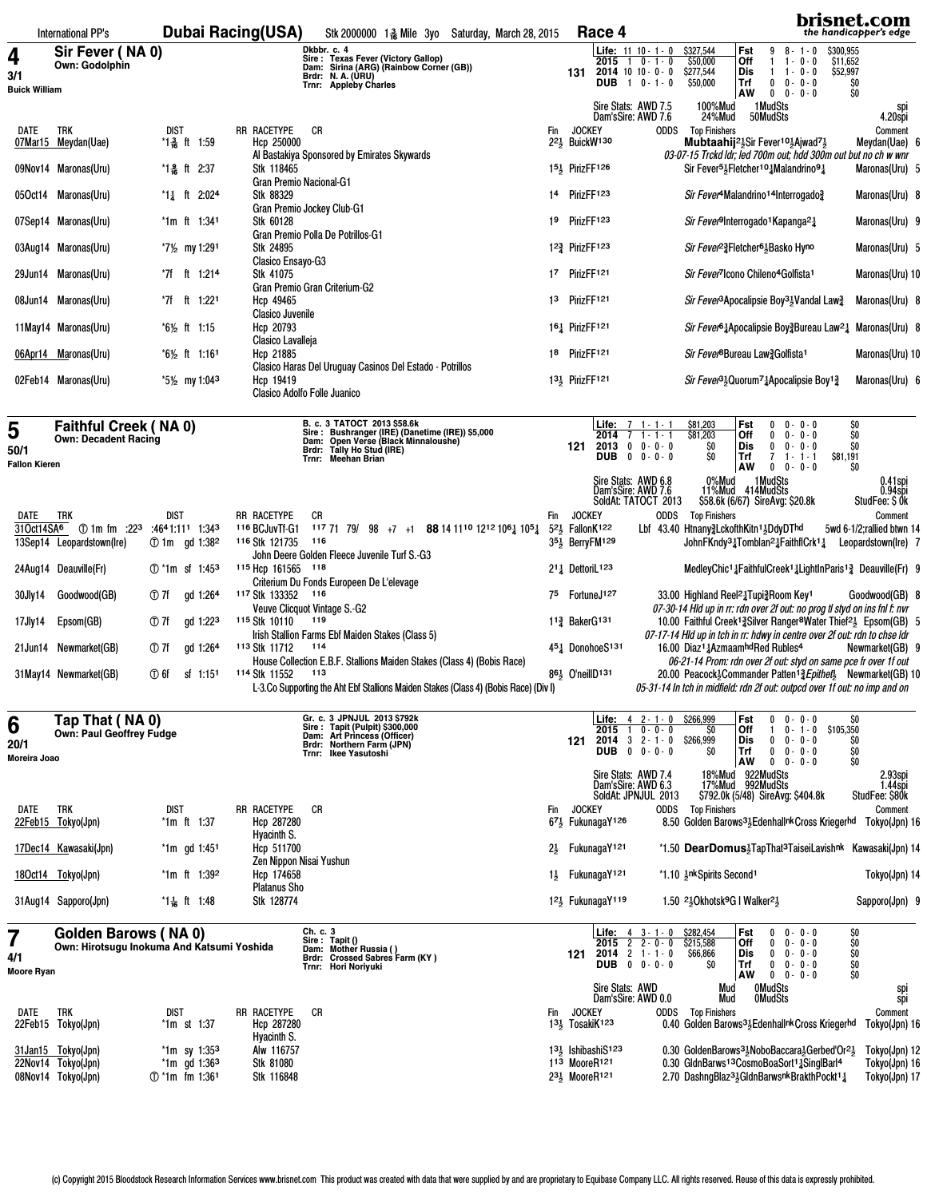International PP's **Dubai Racing(USA)** Stk 2000000 1⅜ Mile 3yo Saturday, March 28, 2015 **Race 4**

## 4 Sir Fever ( NA 0)

**Own: Godolphin**
3/1
Buick William

Dkbbr. c. 4
Sire : Texas Fever (Victory Gallop)
Dam: Sirina (ARG) (Rainbow Corner (GB))
Brdr: N. A. (URU)
Trnr: Appleby Charles

131

| | | | | | | |
|---|---|---|---|---|---|---|
| Life: | 11 10 - 1 - 0 | $327,544 | Fst | 9 8 - 1 - 0 | $300,955 | |
| 2015 | 1 0 - 1 - 0 | $50,000 | Off | 1 1 - 0 - 0 | $11,652 | |
| 2014 | 10 10 - 0 - 0 | $277,544 | Dis | 1 1 - 0 - 0 | $52,997 | |
| DUB | 1 0 - 1 - 0 | $50,000 | Trf | 0 0 - 0 - 0 | $0 | |
| | | | AW | 0 0 - 0 - 0 | $0 | |

Sire Stats: AWD 7.5 100%Mud 1MudSts spi
Dam'sSire: AWD 7.6 24%Mud 50MudSts 4.20spi

| DATE | TRK | DIST | RR RACETYPE CR | Fin | JOCKEY | ODDS | Top Finishers | Comment |
|---|---|---|---|---|---|---|---|---|
| 07Mar15 | Meydan(Uae) | *1⅜ ft 1:59 | Hcp 250000 Al Bastakiya Sponsored by Emirates Skywards | 2²½ | BuickW¹³⁰ | | Mubtaahij²½Sir Fever¹⁰½Ajwad⁷½ 03-07-15 Trckd ldr; led 700m out; hdd 300m out but no ch w wnr | Meydan(Uae) 6 |
| 09Nov14 | Maronas(Uru) | *1⁹⁄₁₆ ft 2:37 | Stk 118465 Gran Premio Nacional-G1 | 1⁵½ | PirizFF¹²⁶ | | Sir Fever⁵½Fletcher¹⁰¼Malandrino⁹¼ | Maronas(Uru) 5 |
| 05Oct14 | Maronas(Uru) | *1¼ ft 2:02⁴ | Stk 88329 Gran Premio Jockey Club-G1 | 1⁴ | PirizFF¹²³ | | Sir Fever⁴Malandrino¹⁴Interrogado¾ | Maronas(Uru) 8 |
| 07Sep14 | Maronas(Uru) | *1m ft 1:34¹ | Stk 60128 Gran Premio Polla De Potrillos-G1 | 1⁹ | PirizFF¹²³ | | Sir Fever⁹Interrogado¹Kapanga²¼ | Maronas(Uru) 9 |
| 03Aug14 | Maronas(Uru) | *7½ my 1:29¹ | Stk 24895 Clasico Ensayo-G3 | 1²¾ | PirizFF¹²³ | | Sir Fever²¾Fletcher⁶½Basko Hyno | Maronas(Uru) 5 |
| 29Jun14 | Maronas(Uru) | *7f ft 1:21⁴ | Stk 41075 Gran Premio Gran Criterium-G2 | 1⁷ | PirizFF¹²¹ | | Sir Fever⁷Icono Chileno⁴Golfista¹ | Maronas(Uru) 10 |
| 08Jun14 | Maronas(Uru) | *7f ft 1:22¹ | Hcp 49465 Clasico Juvenile | 1³ | PirizFF¹²¹ | | Sir Fever³Apocalipsie Boy³½Vandal Law¾ | Maronas(Uru) 8 |
| 11May14 | Maronas(Uru) | *6½ ft 1:15 | Hcp 20793 Clasico Lavalleja | 1⁶¼ | PirizFF¹²¹ | | Sir Fever⁶¼Apocalipsie Boy¾Bureau Law²¼ | Maronas(Uru) 8 |
| 06Apr14 | Maronas(Uru) | *6½ ft 1:16¹ | Hcp 21885 Clasico Haras Del Uruguay Casinos Del Estado - Potrillos | 1⁸ | PirizFF¹²¹ | | Sir Fever⁸Bureau Law¾Golfista¹ | Maronas(Uru) 10 |
| 02Feb14 | Maronas(Uru) | *5½ my 1:04³ | Hcp 19419 Clasico Adolfo Folle Juanico | 1³½ | PirizFF¹²¹ | | Sir Fever³½Quorum⁷¼Apocalipsie Boy¹¾ | Maronas(Uru) 6 |

## 5 Faithful Creek ( NA 0)

**Own: Decadent Racing**
50/1
Fallon Kieren

B. c. 3 TATOCT 2013 $58.6k
Sire : Bushranger (IRE) (Danetime (IRE)) $5,000
Dam: Open Verse (Black Minnaloushe)
Brdr: Tally Ho Stud (IRE)
Trnr: Meehan Brian

121

| | | | | | |
|---|---|---|---|---|---|
| Life: | 7 1 - 1 - 1 | $81,203 | Fst | 0 0 - 0 - 0 | $0 |
| 2014 | 7 1 - 1 - 1 | $81,203 | Off | 0 0 - 0 - 0 | $0 |
| 2013 | 0 0 - 0 - 0 | $0 | Dis | 0 0 - 0 - 0 | $0 |
| DUB | 0 0 - 0 - 0 | $0 | Trf | 7 1 - 1 - 1 | $81,191 |
| | | | AW | 0 0 - 0 - 0 | $0 |

Sire Stats: AWD 6.8 0%Mud 1MudSts 0.41spi
Dam'sSire: AWD 7.6 11%Mud 414MudSts 0.94spi
SoldAt: TATOCT 2013 $58.6k (6/67) SireAvg: $20.8k StudFee: $ 0k

| DATE | TRK | DIST | RR RACETYPE CR | Fin | JOCKEY | ODDS | Top Finishers | Comment |
|---|---|---|---|---|---|---|---|---|
| 31Oct14SA⁶ | | Ⓣ 1m fm :22³ :46⁴1:11¹ 1:34³ | 116 BCJuvTf-G1 117 71 79/ 98 +7 +1 **88** 14 11¹⁰ 12¹² 10⁶¼ 10⁵¼ | 5²½ | FallonK¹²² | Lbf 43.40 | Htnany¾LckofthKitn¹½DdyDThd | 5wd 6-1/2;rallied btwn 14 |
| 13Sep14 | Leopardstown(Ire) | Ⓣ 1m gd 1:38² | 116 Stk 121735 116 John Deere Golden Fleece Juvenile Turf S.-G3 | 3⁵½ | BerryFM¹²⁹ | | JohnFKndy³¼Tomblan²¼FaithflCrk¹¼ | Leopardstown(Ire) 7 |
| 24Aug14 | Deauville(Fr) | Ⓣ *1m sf 1:45³ | 115 Hcp 161565 118 Criterium Du Fonds Europeen De L'elevage | 2¹¼ | DettoriL¹²³ | | MedleyChic¹¼FaithfulCreek¹¼LightInParis¹¾ | Deauville(Fr) 9 |
| 30Jly14 | Goodwood(GB) | Ⓣ 7f gd 1:26⁴ | 117 Stk 133352 116 Veuve Clicquot Vintage S.-G2 | 7⁵ | FortuneJ¹²⁷ | 33.00 | Highland Reel²¼Tupi¾Room Key¹ 07-30-14 Hld up in rr: rdn over 2f out: no prog tl styd on ins fnl f: nvr | Goodwood(GB) 8 |
| 17Jly14 | Epsom(GB) | Ⓣ 7f gd 1:22³ | 115 Stk 10110 119 Irish Stallion Farms Ebf Maiden Stakes (Class 5) | 1¹¾ | BakerG¹³¹ | 10.00 | Faithful Creek¹¾Silver Ranger⁸Water Thief²½ 07-17-14 Hld up in tch in rr: hdwy in centre over 2f out: rdn to chse ldr | Epsom(GB) 5 |
| 21Jun14 | Newmarket(GB) | Ⓣ 7f gd 1:26⁴ | 113 Stk 11712 114 House Collection E.B.F. Stallions Maiden Stakes (Class 4) (Bobis Race) | 4⁵¼ | DonohoeS¹³¹ | 16.00 | Diaz¹¼Azmaamhd Red Rubles⁴ 06-21-14 Prom: rdn over 2f out: styd on same pce fr over 1f out | Newmarket(GB) 9 |
| 31May14 | Newmarket(GB) | Ⓣ 6f sf 1:15¹ | 114 Stk 11552 113 L-3.Co Supporting the Aht Ebf Stallions Maiden Stakes (Class 4) (Bobis Race) (Div I) | 8⁶½ | O'NeillD¹³¹ | 20.00 | Peacock¾Commander Patten¹¾Epithet½ 05-31-14 In tch in midfield: rdn 2f out: outpcd over 1f out: no imp and on | Newmarket(GB) 10 |

## 6 Tap That ( NA 0)

**Own: Paul Geoffrey Fudge**
20/1
Moreira Joao

Gr. c. 3 JPNJUL 2013 $792k
Sire : Tapit (Pulpit) $300,000
Dam: Art Princess (Officer)
Brdr: Northern Farm (JPN)
Trnr: Ikee Yasutoshi

121

| | | | | | |
|---|---|---|---|---|---|
| Life: | 4 2 - 1 - 0 | $266,999 | Fst | 0 0 - 0 - 0 | $0 |
| 2015 | 1 0 - 0 - 0 | $0 | Off | 1 0 - 1 - 0 | $105,350 |
| 2014 | 3 2 - 1 - 0 | $266,999 | Dis | 0 0 - 0 - 0 | $0 |
| DUB | 0 0 - 0 - 0 | $0 | Trf | 0 0 - 0 - 0 | $0 |
| | | | AW | 0 0 - 0 - 0 | $0 |

Sire Stats: AWD 7.4 18%Mud 922MudSts 2.93spi
Dam'sSire: AWD 6.3 17%Mud 992MudSts 1.44spi
SoldAt: JPNJUL 2013 $792.0k (5/48) SireAvg: $404.8k StudFee: $80k

| DATE | TRK | DIST | RR RACETYPE CR | Fin | JOCKEY | ODDS | Top Finishers | Comment |
|---|---|---|---|---|---|---|---|---|
| 22Feb15 | Tokyo(Jpn) | *1m ft 1:37 | Hcp 287280 Hyacinth S. | 6⁷½ | FukunagaY¹²⁶ | 8.50 | Golden Barows³½Edenhallnk Cross Kriegerhd | Tokyo(Jpn) 16 |
| 17Dec14 | Kawasaki(Jpn) | *1m gd 1:45¹ | Hcp 511700 Zen Nippon Nisai Yushun | 2½ | FukunagaY¹²¹ | *1.50 | **DearDomus**½TapThat³TaiseiLavishnk | Kawasaki(Jpn) 14 |
| 18Oct14 | Tokyo(Jpn) | *1m ft 1:39² | Hcp 174658 Platanus Sho | 1½ | FukunagaY¹²¹ | *1.10 | ½nkSpirits Second¹ | Tokyo(Jpn) 14 |
| 31Aug14 | Sapporo(Jpn) | *1¹⁄₁₆ ft 1:48 | Stk 128774 | 1²½ | FukunagaY¹¹⁹ | 1.50 | 2½Okhotsk⁹G I Walker²½ | Sapporo(Jpn) 9 |

## 7 Golden Barows ( NA 0)

**Own: Hirotsugu Inokuma And Katsumi Yoshida**
4/1
Moore Ryan

Ch. c. 3
Sire : Tapit ()
Dam: Mother Russia ( )
Brdr: Crossed Sabres Farm (KY )
Trnr: Hori Noriyuki

121

| | | | | | |
|---|---|---|---|---|---|
| Life: | 4 3 - 1 - 0 | $282,454 | Fst | 0 0 - 0 - 0 | $0 |
| 2015 | 2 2 - 0 - 0 | $215,588 | Off | 0 0 - 0 - 0 | $0 |
| 2014 | 2 1 - 1 - 0 | $66,866 | Dis | 0 0 - 0 - 0 | $0 |
| DUB | 0 0 - 0 - 0 | $0 | Trf | 0 0 - 0 - 0 | $0 |
| | | | AW | 0 0 - 0 - 0 | $0 |

Sire Stats: AWD Mud 0MudSts spi
Dam'sSire: AWD 0.0 Mud 0MudSts spi

| DATE | TRK | DIST | RR RACETYPE CR | Fin | JOCKEY | ODDS | Top Finishers | Comment |
|---|---|---|---|---|---|---|---|---|
| 22Feb15 | Tokyo(Jpn) | *1m st 1:37 | Hcp 287280 Hyacinth S. | 1³½ | TosakiK¹²³ | 0.40 | Golden Barows³½Edenhallnk Cross Kriegerhd | Tokyo(Jpn) 16 |
| 31Jan15 | Tokyo(Jpn) | *1m sy 1:35³ | Alw 116757 | 1³½ | IshibashiS¹²³ | 0.30 | GoldenBarows³½NoboBaccara½Gerbed'Or²½ | Tokyo(Jpn) 12 |
| 22Nov14 | Tokyo(Jpn) | *1m gd 1:36³ | Stk 81080 | 1¹³ | MooreR¹²¹ | 0.30 | GldnBarws¹³CosmoBoaSort¹¼SinglBarl⁴ | Tokyo(Jpn) 16 |
| 08Nov14 | Tokyo(Jpn) | Ⓣ *1m fm 1:36¹ | Stk 116848 | 2³½ | MooreR¹²¹ | 2.70 | DashngBlaz³½GldnBarwsnk BrakthPockt¹¼ | Tokyo(Jpn) 17 |

(c) Copyright 2015 Bloodstock Research Information Services www.brisnet.com This product was created with data that were supplied by and are proprietary to Equibase Company LLC. All rights reserved. Reuse of this data is expressly prohibited.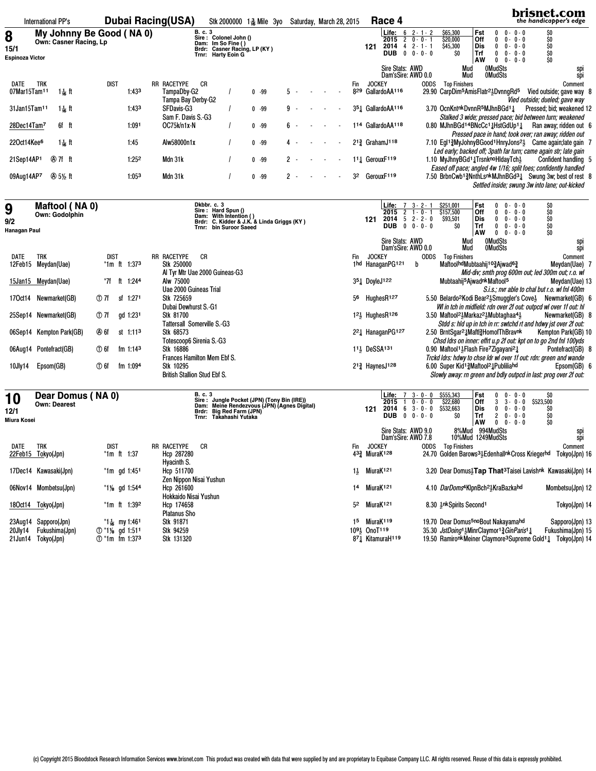International PP's **Dubai Racing(USA)** Stk 2000000 1 3/16 Mile 3yo Saturday, March 28, 2015 **Race 4**

brisnet.com — the handicapper's edge

## 8 My Johnny Be Good ( NA 0)

15/1 — Espinoza Victor

Own: Casner Racing, Lp

B. c. 3
Sire : Colonel John ()
Dam: Im So Fine ( )
Brdr: Casner Racing, LP (KY )
Trnr: Harty Eoin G

121

| | | | | | |
|---|---|---|---|---|---|
| Life: | 6 | 2 - 1 - 2 | $65,300 | Fst | 0 0 - 0 - 0 $0 |
| 2015 | 2 | 0 - 0 - 1 | $20,000 | Off | 0 0 - 0 - 0 $0 |
| 2014 | 4 | 2 - 1 - 1 | $45,300 | Dis | 0 0 - 0 - 0 $0 |
| DUB | 0 | 0 - 0 - 0 | $0 | Trf | 0 0 - 0 - 0 $0 |
| | | | | AW | 0 0 - 0 - 0 $0 |

Sire Stats: AWD Mud 0MudSts spi
Dam'sSire: AWD 0.0 Mud 0MudSts spi

| DATE | TRK | DIST | | RR RACETYPE | CR | Fin | JOCKEY | ODDS | Top Finishers | Comment |
|---|---|---|---|---|---|---|---|---|---|---|
| 07Mar15Tam[11] | 1 1/16 ft | 1:43[3] | | TampaDby-G2 Tampa Bay Derby-G2 | 0 -99 5 | 8[29] | GallardoAA[116] | 29.90 | CarpDim[5]AmisFlatr[2½]DvnngRd[5] | Vied outside; gave way 8 — Vied outside; dueled; gave way |
| 31Jan15Tam[11] | 1 1/16 ft | 1:43[3] | | SFDavis-G3 Sam F. Davis S.-G3 | 0 -99 9 | 3[5¼] | GallardoAA[116] | 3.70 | OcnKntnkDvnnR[5]MJhnBGd[1¼] | Pressed; bid; weakened 12 — Stalked 3 wide; pressed pace; bid between turn; weakened |
| 28Dec14Tam[7] | 6f ft | 1:09[1] | | OC75k/n1x-N | 0 -99 6 | 1[14] | GallardoAA[118] | 0.80 | MJhnBGd[14]BNcCc[1¼]HstGdUp[1¼] | Ran away; ridden out 6 — Pressed pace in hand; took over; ran away; ridden out |
| 22Oct14Kee[6] | 1 1/16 ft | 1:45 | | Alw58000n1x | 0 -99 4 | 2[1¾] | GrahamJ[118] | 7.10 | Egl[1¾]MyJohnyBGood[1]HnryJons[2½] | Came again;late gain 7 — Led early; backed off; 3path far turn; came again str; late gain |
| 21Sep14AP[1] | Ⓐ 7f ft | 1:25[2] | | Mdn 31k | 0 -99 2 | 1[1¼] | GerouxF[119] | 1.10 | MyJhnyBGd[1¼]TrsnknoHldayTch[½] | Confident handling 5 — Eased off pace; angled 4w 1/16; split foes; confidently handled |
| 09Aug14AP[7] | Ⓐ 5½ ft | 1:05[3] | | Mdn 31k | 0 -99 2 | 3[2] | GerouxF[119] | 7.50 | BrbnCwb[1¾]NnthLsnkMJhnBGd[3¼] | Swung 3w; best of rest 8 — Settled inside; swung 3w into lane; out-kicked |

## 9 Maftool ( NA 0)

9/2 — Hanagan Paul

Own: Godolphin

Dkbbr. c. 3
Sire : Hard Spun ()
Dam: With Intention ( )
Brdr: C. Kidder & J.K. & Linda Griggs (KY )
Trnr: bin Suroor Saeed

121

| | | | | | |
|---|---|---|---|---|---|
| Life: | 7 | 3 - 2 - 1 | $251,001 | Fst | 0 0 - 0 - 0 $0 |
| 2015 | 2 | 1 - 0 - 1 | $157,500 | Off | 0 0 - 0 - 0 $0 |
| 2014 | 5 | 2 - 2 - 0 | $93,501 | Dis | 0 0 - 0 - 0 $0 |
| DUB | 0 | 0 - 0 - 0 | $0 | Trf | 0 0 - 0 - 0 $0 |
| | | | | AW | 0 0 - 0 - 0 $0 |

Sire Stats: AWD Mud 0MudSts spi
Dam'sSire: AWD 0.0 Mud 0MudSts spi

| DATE | TRK | DIST | RR RACETYPE | CR | Fin | JOCKEY | ODDS | Top Finishers | Comment |
|---|---|---|---|---|---|---|---|---|---|
| 12Feb15 | Meydan(Uae) | *1m ft 1:37[3] | Stk 250000 Al Tyr Mtr Uae 2000 Guineas-G3 | | 1hd | HanaganPG[121] | b | Maftoolhd Mubtaahij[10¾]Ajwad[6¾] | Meydan(Uae) 7 — Mid-div; smth prog 600m out; led 300m out; r.o. wl |
| 15Jan15 | Meydan(Uae) | *7f ft 1:24[4] | Alw 75000 Uae 2000 Guineas Trial | | 3[5¼] | DoyleJ[122] | | Mubtaahij[5]Ajwadnk Maftool[5] | Meydan(Uae) 13 — S.i.s.; nvr able to chal but r.o. wl fnl 400m |
| 17Oct14 | Newmarket(GB) | Ⓣ 7f sf 1:27[1] | Stk 725659 Dubai Dewhurst S.-G1 | | 5[6] | HughesR[127] | 5.50 | Belardo[2]Kodi Bear[2½]Smuggler's Cove[½] | Newmarket(GB) 6 — Wl in tch in midfield: rdn over 2f out: outpcd wl over 1f out: hl |
| 25Sep14 | Newmarket(GB) | Ⓣ 7f gd 1:23[1] | Stk 81700 Tattersall Somerville S.-G3 | | 1[2½] | HughesR[126] | 3.50 | Maftool[2½]Markaz[2¼]Mubtaghaa[4½] | Newmarket(GB) 8 — Stdd s: hld up in tch in rr: swtchd rt and hdwy jst over 2f out: |
| 06Sep14 | Kempton Park(GB) | Ⓐ 6f st 1:11[3] | Stk 68573 Totescoop6 Sirenia S.-G3 | | 2[2¼] | HanaganPG[127] | 2.50 | BrntSgar[2¼]Maftl[¾]HomofThBravnk | Kempton Park(GB) 10 — Chsd ldrs on inner: effrt u.p 2f out: kpt on to go 2nd fnl 100yds |
| 06Aug14 | Pontefract(GB) | Ⓣ 6f fm 1:14[3] | Stk 16886 Frances Hamilton Mem Ebf S. | | 1[1½] | DeSSA[131] | 0.90 | Maftool[1½]Flash Fire[7]Zigayani[2¼] | Pontefract(GB) 8 — Trckd ldrs: hdwy to chse ldr wl over 1f out: rdn: green and wande |
| 10Jly14 | Epsom(GB) | Ⓣ 6f fm 1:09[4] | Stk 10295 British Stallion Stud Ebf S. | | 2[1¾] | HaynesJ[128] | 6.00 | Super Kid[1¾]Maftool[2¼]Publiliahd | Epsom(GB) 6 — Slowly away: rn green and bdly outpcd in last: prog over 2f out: |

## 10 Dear Domus ( NA 0)

12/1 — Miura Kosei

Own: Dearest

B. c. 3
Sire : Jungle Pocket (JPN) (Tony Bin (IRE))
Dam: Meine Rendezvous (JPN) (Agnes Digital)
Brdr: Big Red Farm (JPN)
Trnr: Takahashi Yutaka

121

| | | | | | |
|---|---|---|---|---|---|
| Life: | 7 | 3 - 0 - 0 | $555,343 | Fst | 0 0 - 0 - 0 $0 |
| 2015 | 1 | 0 - 0 - 0 | $22,680 | Off | 3 3 - 0 - 0 $523,500 |
| 2014 | 6 | 3 - 0 - 0 | $532,663 | Dis | 0 0 - 0 - 0 $0 |
| DUB | 0 | 0 - 0 - 0 | $0 | Trf | 2 0 - 0 - 0 $0 |
| | | | | AW | 0 0 - 0 - 0 $0 |

Sire Stats: AWD 9.0 8%Mud 994MudSts spi
Dam'sSire: AWD 7.8 10%Mud 1249MudSts spi

| DATE | TRK | DIST | RR RACETYPE | CR | Fin | JOCKEY | ODDS | Top Finishers | Comment |
|---|---|---|---|---|---|---|---|---|---|
| 22Feb15 | Tokyo(Jpn) | *1m ft 1:37 | Hcp 287280 Hyacinth S. | | 4[3¾] | MiuraK[128] | 24.70 | Golden Barows[3½]Edenhallnk Cross Kriegerhd | Tokyo(Jpn) 16 |
| 17Dec14 | Kawasaki(Jpn) | *1m gd 1:45[1] | Hcp 511700 Zen Nippon Nisai Yushun | | 1[½] | MiuraK[121] | 3.20 | Dear Domus[½]**Tap That**[3]Taisei Lavishnk | Kawasaki(Jpn) 14 |
| 06Nov14 | Mombetsu(Jpn) | *1⅛ gd 1:54[4] | Hcp 261600 Hokkaido Nisai Yushun | | 1[4] | MiuraK[121] | 4.10 | *DarDoms*[4]KlpnBch[2½]KraBazkahd | Mombetsu(Jpn) 12 |
| 18Oct14 | Tokyo(Jpn) | *1m ft 1:39[2] | Hcp 174658 Platanus Sho | | 5[2] | MiuraK[121] | 8.30 | ½nkSpirits Second[1] | Tokyo(Jpn) 14 |
| 23Aug14 | Sapporo(Jpn) | *1 1/16 my 1:46[1] | Stk 91871 | | 1[5] | MiuraK[119] | 19.70 | Dear Domus[5]noBout Nakayamahd | Sapporo(Jpn) 13 |
| 20Jly14 | Fukushima(Jpn) | Ⓣ *1⅛ gd 1:51[1] | Stk 94259 | | 10[9½] | OnoT[119] | 35.30 | *JstDoing*[1½]MinrClaymor[1¾]*GinParis*[1¼] | Fukushima(Jpn) 15 |
| 21Jun14 | Tokyo(Jpn) | Ⓣ *1m fm 1:37[3] | Stk 131320 | | 8[7¼] | KitamuraH[119] | 19.50 | Ramironk Meiner Claymore[3]Supreme Gold[1¼] | Tokyo(Jpn) 14 |

(c) Copyright 2015 Bloodstock Research Information Services www.brisnet.com This product was created with data that were supplied by and are proprietary to Equibase Company LLC. All rights reserved. Reuse of this data is expressly prohibited.